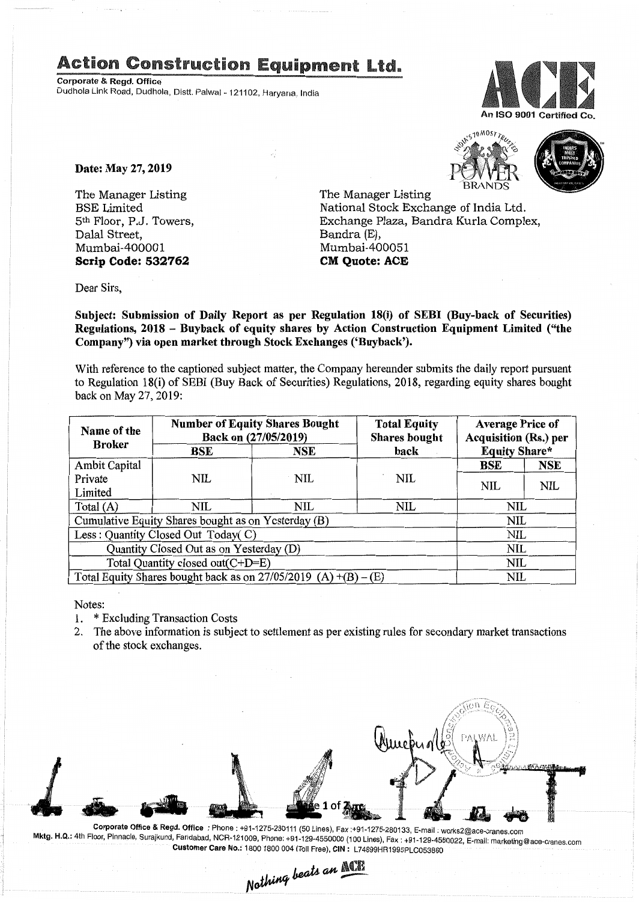# Action Construction Equipment Ltd.

**Corporate & Regd. Office**
Dudhola Link Road, Dudhola, Distt. Palwal - 121102, Haryana, India

An ISO 9001 Certified Co.

**Date: May 27, 2019**

The Manager Listing
BSE Limited
5th Floor, P.J. Towers,
Dalal Street,
Mumbai-400001
**Scrip Code: 532762**

The Manager Listing
National Stock Exchange of India Ltd.
Exchange Plaza, Bandra Kurla Complex,
Bandra (E),
Mumbai-400051
**CM Quote: ACE**

Dear Sirs,

**Subject: Submission of Daily Report as per Regulation 18(i) of SEBI (Buy-back of Securities) Regulations, 2018 – Buyback of equity shares by Action Construction Equipment Limited ("the Company") via open market through Stock Exchanges ('Buyback').**

With reference to the captioned subject matter, the Company hereunder submits the daily report pursuant to Regulation 18(i) of SEBI (Buy Back of Securities) Regulations, 2018, regarding equity shares bought back on May 27, 2019:

| Name of the Broker | Number of Equity Shares Bought Back on (27/05/2019) | | Total Equity Shares bought back | Average Price of Acquisition (Rs.) per Equity Share* | |
|---|---|---|---|---|---|
| | BSE | NSE | | BSE | NSE |
| Ambit Capital Private Limited | NIL | NIL | NIL | NIL | NIL |
| Total (A) | NIL | NIL | NIL | NIL | |
| Cumulative Equity Shares bought as on Yesterday (B) | | | | NIL | |
| Less : Quantity Closed Out Today( C) | | | | NIL | |
| Quantity Closed Out as on Yesterday (D) | | | | NIL | |
| Total Quantity closed out(C+D=E) | | | | NIL | |
| Total Equity Shares bought back as on 27/05/2019 (A) +(B) – (E) | | | | NIL | |

Notes:
1. * Excluding Transaction Costs
2. The above information is subject to settlement as per existing rules for secondary market transactions of the stock exchanges.

**Corporate Office & Regd. Office** : Phone : +91-1275-280111 (50 Lines), Fax :+91-1275-280133, E-mail : works2@ace-cranes.com
Mktg. H.Q.: 4th Floor, Pinnacle, Surajkund, Faridabad, NCR-121009, Phone: +91-129-4550000 (100 Lines), Fax : +91-129-4550022, E-mail: marketing@ace-cranes.com
**Customer Care No.:** 1800 1800 004 (Toll Free), **CIN :** L74899HR1995PLC053860

*Nothing beats an ACE*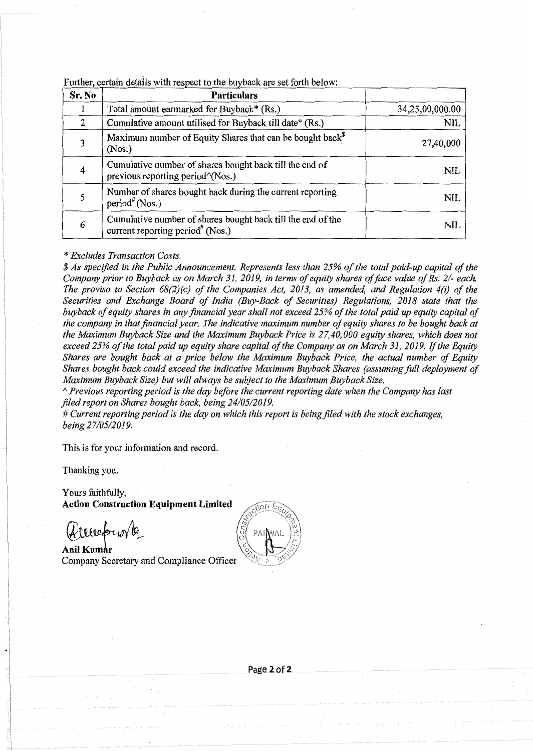Further, certain details with respect to the buyback are set forth below:

| Sr. No | Particulars | |
|---|---|---|
| 1 | Total amount earmarked for Buyback* (Rs.) | 34,25,00,000.00 |
| 2 | Cumulative amount utilised for Buyback till date* (Rs.) | NIL |
| 3 | Maximum number of Equity Shares that can be bought back$ (Nos.) | 27,40,000 |
| 4 | Cumulative number of shares bought back till the end of previous reporting period^(Nos.) | NIL |
| 5 | Number of shares bought back during the current reporting period# (Nos.) | NIL |
| 6 | Cumulative number of shares bought back till the end of the current reporting period# (Nos.) | NIL |

*\* Excludes Transaction Costs.*

*$ As specified in the Public Announcement. Represents less than 25% of the total paid-up capital of the Company prior to Buyback as on March 31, 2019, in terms of equity shares of face value of Rs. 2/- each. The proviso to Section 68(2)(c) of the Companies Act, 2013, as amended, and Regulation 4(i) of the Securities and Exchange Board of India (Buy-Back of Securities) Regulations, 2018 state that the buyback of equity shares in any financial year shall not exceed 25% of the total paid up equity capital of the company in that financial year. The indicative maximum number of equity shares to be bought back at the Maximum Buyback Size and the Maximum Buyback Price is 27,40,000 equity shares, which does not exceed 25% of the total paid up equity share capital of the Company as on March 31, 2019. If the Equity Shares are bought back at a price below the Maximum Buyback Price, the actual number of Equity Shares bought back could exceed the indicative Maximum Buyback Shares (assuming full deployment of Maximum Buyback Size) but will always be subject to the Maximum Buyback Size.*

*^ Previous reporting period is the day before the current reporting date when the Company has last filed report on Shares bought back, being 24/05/2019.*

*# Current reporting period is the day on which this report is being filed with the stock exchanges, being 27/05/2019.*

This is for your information and record.

Thanking you.

Yours faithfully,
**Action Construction Equipment Limited**

**Anil Kumar**
Company Secretary and Compliance Officer